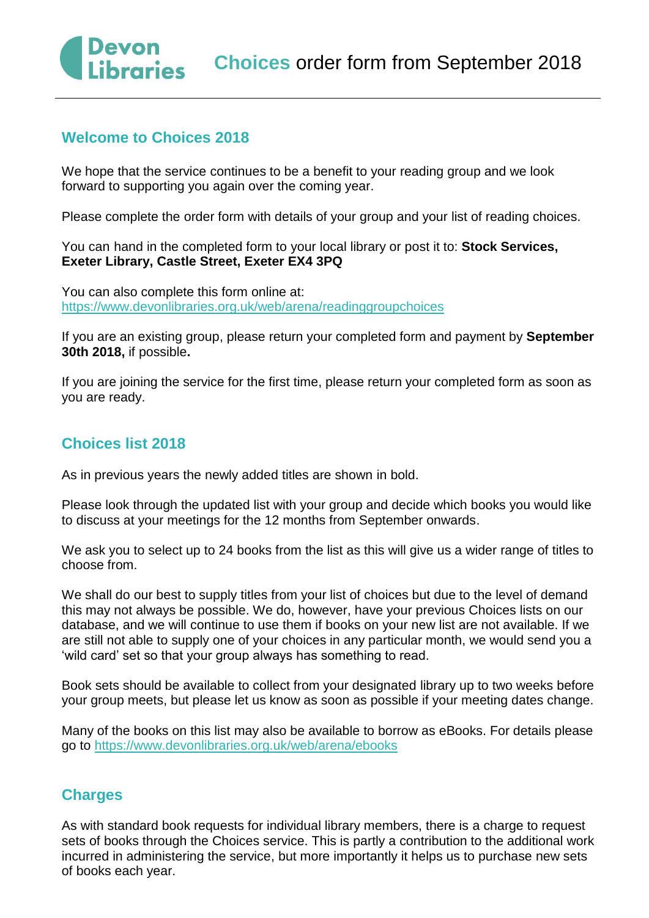Devon Libraries

# Choices order form from September 2018

## Welcome to Choices 2018

We hope that the service continues to be a benefit to your reading group and we look forward to supporting you again over the coming year.

Please complete the order form with details of your group and your list of reading choices.

You can hand in the completed form to your local library or post it to: **Stock Services, Exeter Library, Castle Street, Exeter EX4 3PQ**

You can also complete this form online at: https://www.devonlibraries.org.uk/web/arena/readinggroupchoices

If you are an existing group, please return your completed form and payment by **September 30th 2018,** if possible**.**

If you are joining the service for the first time, please return your completed form as soon as you are ready.

## Choices list 2018

As in previous years the newly added titles are shown in bold.

Please look through the updated list with your group and decide which books you would like to discuss at your meetings for the 12 months from September onwards.

We ask you to select up to 24 books from the list as this will give us a wider range of titles to choose from.

We shall do our best to supply titles from your list of choices but due to the level of demand this may not always be possible. We do, however, have your previous Choices lists on our database, and we will continue to use them if books on your new list are not available. If we are still not able to supply one of your choices in any particular month, we would send you a 'wild card' set so that your group always has something to read.

Book sets should be available to collect from your designated library up to two weeks before your group meets, but please let us know as soon as possible if your meeting dates change.

Many of the books on this list may also be available to borrow as eBooks. For details please go to https://www.devonlibraries.org.uk/web/arena/ebooks

## Charges

As with standard book requests for individual library members, there is a charge to request sets of books through the Choices service. This is partly a contribution to the additional work incurred in administering the service, but more importantly it helps us to purchase new sets of books each year.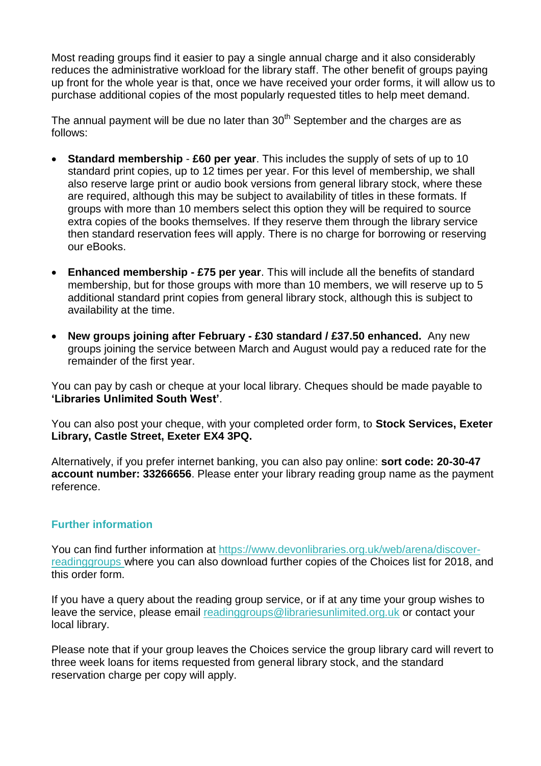Most reading groups find it easier to pay a single annual charge and it also considerably reduces the administrative workload for the library staff. The other benefit of groups paying up front for the whole year is that, once we have received your order forms, it will allow us to purchase additional copies of the most popularly requested titles to help meet demand.

The annual payment will be due no later than 30th September and the charges are as follows:

- **Standard membership** - **£60 per year**. This includes the supply of sets of up to 10 standard print copies, up to 12 times per year. For this level of membership, we shall also reserve large print or audio book versions from general library stock, where these are required, although this may be subject to availability of titles in these formats. If groups with more than 10 members select this option they will be required to source extra copies of the books themselves. If they reserve them through the library service then standard reservation fees will apply. There is no charge for borrowing or reserving our eBooks.

- **Enhanced membership - £75 per year**. This will include all the benefits of standard membership, but for those groups with more than 10 members, we will reserve up to 5 additional standard print copies from general library stock, although this is subject to availability at the time.

- **New groups joining after February - £30 standard / £37.50 enhanced.** Any new groups joining the service between March and August would pay a reduced rate for the remainder of the first year.

You can pay by cash or cheque at your local library. Cheques should be made payable to **'Libraries Unlimited South West'**.

You can also post your cheque, with your completed order form, to **Stock Services, Exeter Library, Castle Street, Exeter EX4 3PQ.**

Alternatively, if you prefer internet banking, you can also pay online: **sort code: 20-30-47 account number: 33266656**. Please enter your library reading group name as the payment reference.

## Further information

You can find further information at [https://www.devonlibraries.org.uk/web/arena/discover-readinggroups](https://www.devonlibraries.org.uk/web/arena/discover-readinggroups) where you can also download further copies of the Choices list for 2018, and this order form.

If you have a query about the reading group service, or if at any time your group wishes to leave the service, please email [readinggroups@librariesunlimited.org.uk](mailto:readinggroups@librariesunlimited.org.uk) or contact your local library.

Please note that if your group leaves the Choices service the group library card will revert to three week loans for items requested from general library stock, and the standard reservation charge per copy will apply.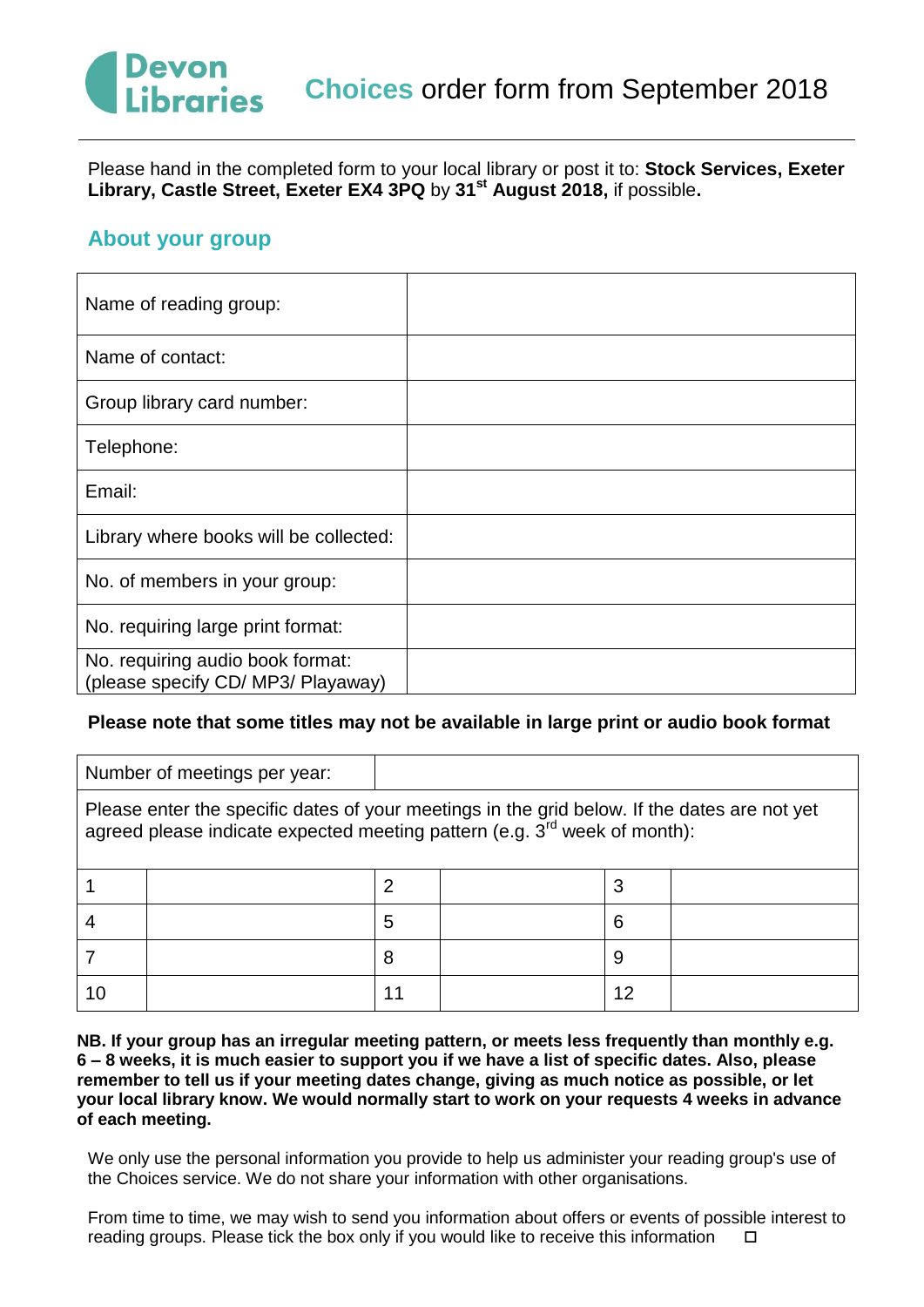# Devon Libraries

## Choices order form from September 2018

Please hand in the completed form to your local library or post it to: **Stock Services, Exeter Library, Castle Street, Exeter EX4 3PQ** by **31st August 2018,** if possible**.**

## About your group

| | |
|---|---|
| Name of reading group: | |
| Name of contact: | |
| Group library card number: | |
| Telephone: | |
| Email: | |
| Library where books will be collected: | |
| No. of members in your group: | |
| No. requiring large print format: | |
| No. requiring audio book format: (please specify CD/ MP3/ Playaway) | |

**Please note that some titles may not be available in large print or audio book format**

| Number of meetings per year: | | | | | |
|---|---|---|---|---|---|
| Please enter the specific dates of your meetings in the grid below. If the dates are not yet agreed please indicate expected meeting pattern (e.g. 3rd week of month): | | | | | |
| 1 | | 2 | | 3 | |
| 4 | | 5 | | 6 | |
| 7 | | 8 | | 9 | |
| 10 | | 11 | | 12 | |

**NB. If your group has an irregular meeting pattern, or meets less frequently than monthly e.g. 6 – 8 weeks, it is much easier to support you if we have a list of specific dates. Also, please remember to tell us if your meeting dates change, giving as much notice as possible, or let your local library know. We would normally start to work on your requests 4 weeks in advance of each meeting.**

We only use the personal information you provide to help us administer your reading group's use of the Choices service. We do not share your information with other organisations.

From time to time, we may wish to send you information about offers or events of possible interest to reading groups. Please tick the box only if you would like to receive this information ☐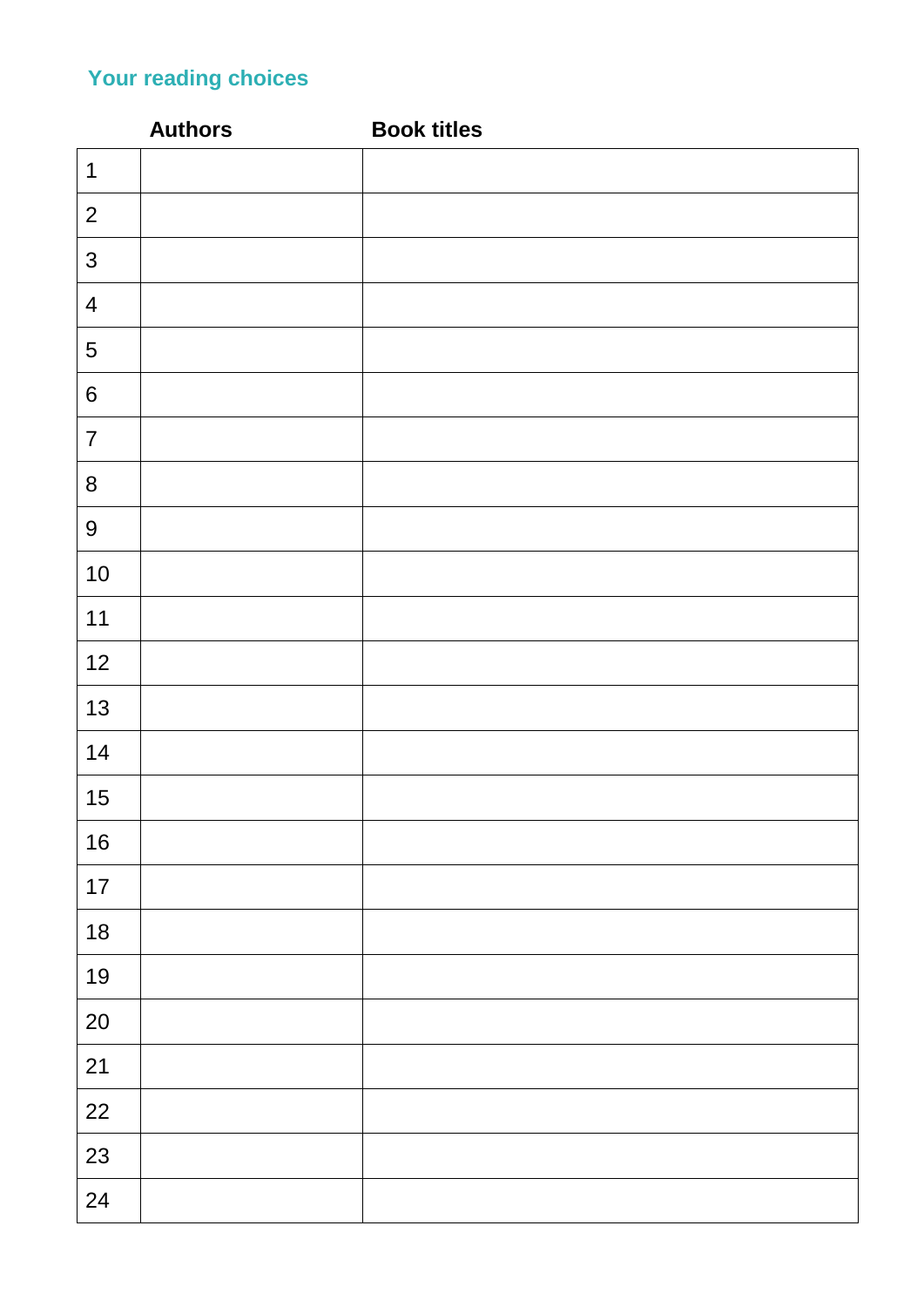## Your reading choices

| | Authors | Book titles |
|---|---|---|
| 1 | | |
| 2 | | |
| 3 | | |
| 4 | | |
| 5 | | |
| 6 | | |
| 7 | | |
| 8 | | |
| 9 | | |
| 10 | | |
| 11 | | |
| 12 | | |
| 13 | | |
| 14 | | |
| 15 | | |
| 16 | | |
| 17 | | |
| 18 | | |
| 19 | | |
| 20 | | |
| 21 | | |
| 22 | | |
| 23 | | |
| 24 | | |